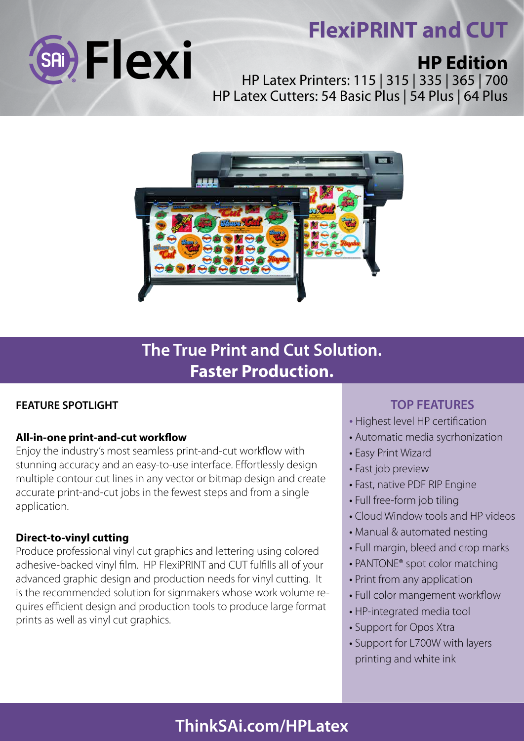SAi Flexi

# FlexiPRINT and CUT

## HP Edition

HP Latex Printers: 115 | 315 | 335 | 365 | 700
HP Latex Cutters: 54 Basic Plus | 54 Plus | 64 Plus

## The True Print and Cut Solution. Faster Production.

### FEATURE SPOTLIGHT

**All-in-one print-and-cut workflow**
Enjoy the industry's most seamless print-and-cut workflow with stunning accuracy and an easy-to-use interface. Effortlessly design multiple contour cut lines in any vector or bitmap design and create accurate print-and-cut jobs in the fewest steps and from a single application.

**Direct-to-vinyl cutting**
Produce professional vinyl cut graphics and lettering using colored adhesive-backed vinyl film. HP FlexiPRINT and CUT fulfills all of your advanced graphic design and production needs for vinyl cutting. It is the recommended solution for signmakers whose work volume requires efficient design and production tools to produce large format prints as well as vinyl cut graphics.

### TOP FEATURES

- Highest level HP certification
- Automatic media sycrhonization
- Easy Print Wizard
- Fast job preview
- Fast, native PDF RIP Engine
- Full free-form job tiling
- Cloud Window tools and HP videos
- Manual & automated nesting
- Full margin, bleed and crop marks
- PANTONE® spot color matching
- Print from any application
- Full color mangement workflow
- HP-integrated media tool
- Support for Opos Xtra
- Support for L700W with layers printing and white ink

**ThinkSAi.com/HPLatex**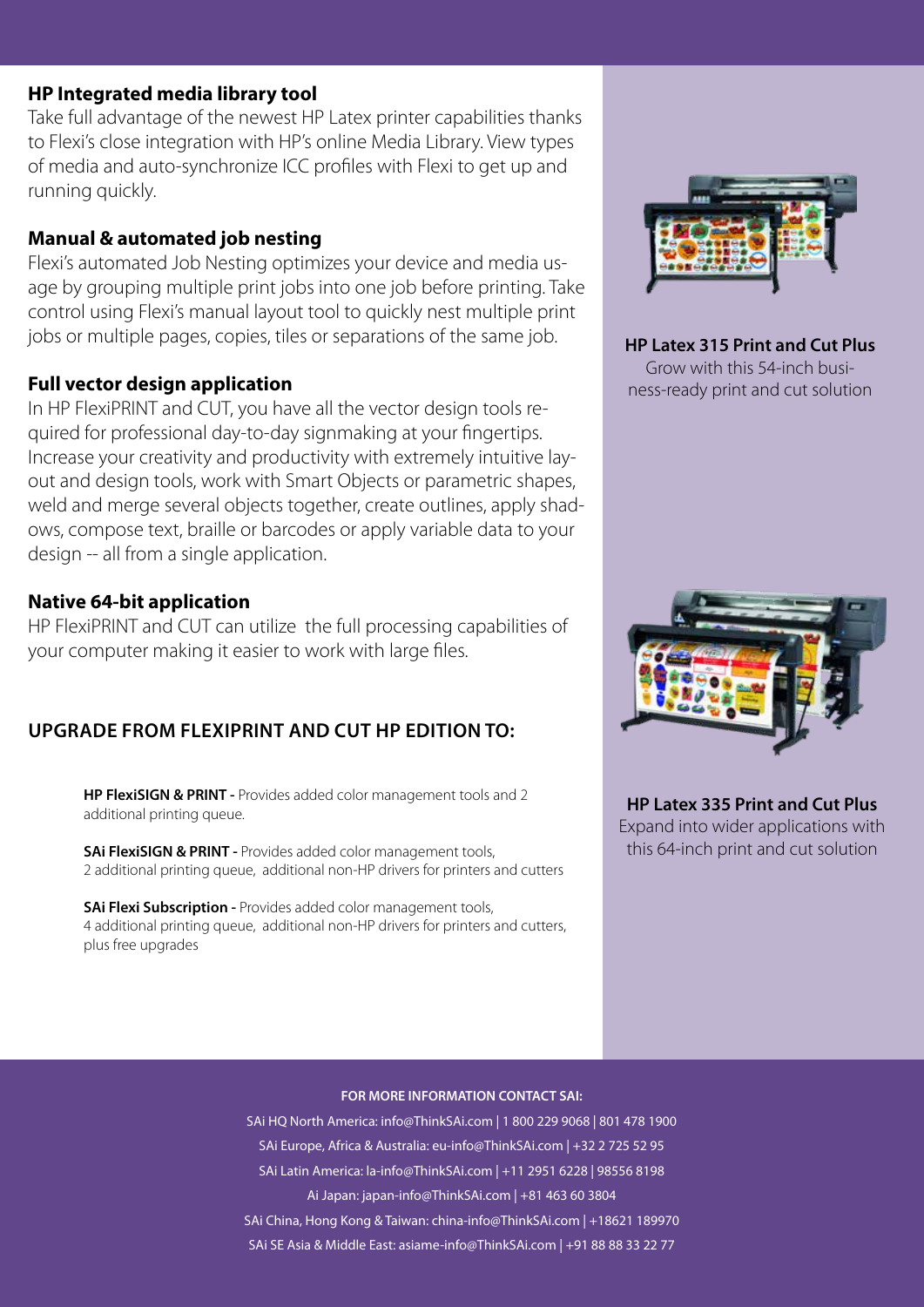### HP Integrated media library tool

Take full advantage of the newest HP Latex printer capabilities thanks to Flexi's close integration with HP's online Media Library. View types of media and auto-synchronize ICC profiles with Flexi to get up and running quickly.

### Manual & automated job nesting

Flexi's automated Job Nesting optimizes your device and media usage by grouping multiple print jobs into one job before printing. Take control using Flexi's manual layout tool to quickly nest multiple print jobs or multiple pages, copies, tiles or separations of the same job.

### Full vector design application

In HP FlexiPRINT and CUT, you have all the vector design tools required for professional day-to-day signmaking at your fingertips. Increase your creativity and productivity with extremely intuitive layout and design tools, work with Smart Objects or parametric shapes, weld and merge several objects together, create outlines, apply shadows, compose text, braille or barcodes or apply variable data to your design -- all from a single application.

### Native 64-bit application

HP FlexiPRINT and CUT can utilize the full processing capabilities of your computer making it easier to work with large files.

## UPGRADE FROM FLEXIPRINT AND CUT HP EDITION TO:

**HP FlexiSIGN & PRINT -** Provides added color management tools and 2 additional printing queue.

**SAi FlexiSIGN & PRINT -** Provides added color management tools, 2 additional printing queue, additional non-HP drivers for printers and cutters

**SAi Flexi Subscription -** Provides added color management tools, 4 additional printing queue, additional non-HP drivers for printers and cutters, plus free upgrades

**HP Latex 315 Print and Cut Plus**
Grow with this 54-inch business-ready print and cut solution

**HP Latex 335 Print and Cut Plus**
Expand into wider applications with this 64-inch print and cut solution

**FOR MORE INFORMATION CONTACT SAI:**

SAi HQ North America: info@ThinkSAi.com | 1 800 229 9068 | 801 478 1900

SAi Europe, Africa & Australia: eu-info@ThinkSAi.com | +32 2 725 52 95

SAi Latin America: la-info@ThinkSAi.com | +11 2951 6228 | 98556 8198

Ai Japan: japan-info@ThinkSAi.com | +81 463 60 3804

SAi China, Hong Kong & Taiwan: china-info@ThinkSAi.com | +18621 189970

SAi SE Asia & Middle East: asiame-info@ThinkSAi.com | +91 88 88 33 22 77